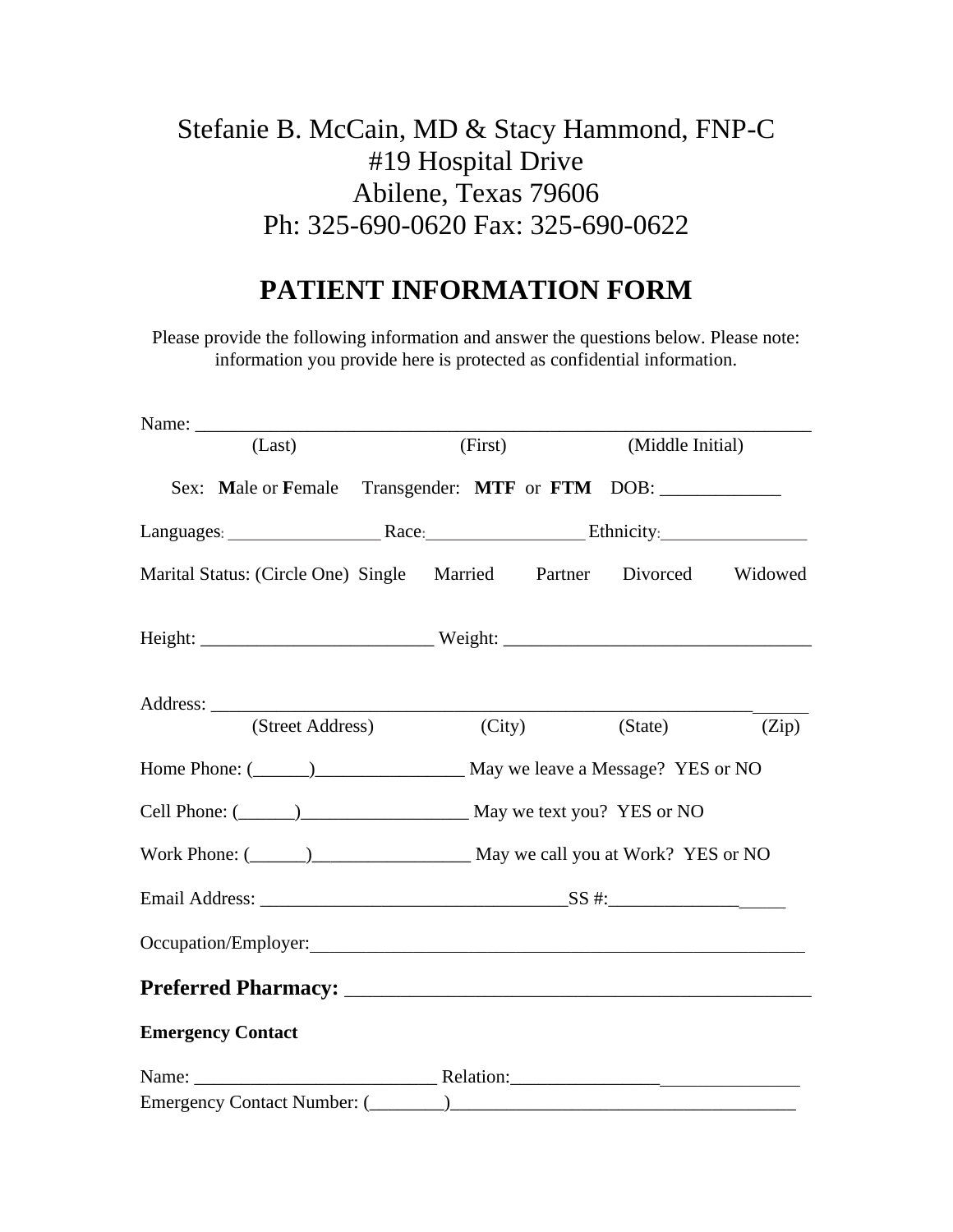Stefanie B. McCain, MD & Stacy Hammond, FNP-C
#19 Hospital Drive
Abilene, Texas 79606
Ph: 325-690-0620 Fax: 325-690-0622

# PATIENT INFORMATION FORM

Please provide the following information and answer the questions below. Please note: information you provide here is protected as confidential information.

Name: ___________________________________________________________________
(Last) (First) (Middle Initial)

Sex: **M**ale or **F**emale Transgender: **MTF** or **FTM** DOB: _____________

Languages: _________________ Race: _________________ Ethnicity: _________________

Marital Status: (Circle One) Single Married Partner Divorced Widowed

Height: _________________________ Weight: _________________________________

Address: _____________________________________________________________________
(Street Address) (City) (State) (Zip)

Home Phone: (______)________________ May we leave a Message? YES or NO

Cell Phone: (______)__________________ May we text you? YES or NO

Work Phone: (______)_________________ May we call you at Work? YES or NO

Email Address: _________________________________SS #:___________________

Occupation/Employer:_____________________________________________________

**Preferred Pharmacy:** _______________________________________________

**Emergency Contact**

Name: __________________________ Relation:_______________________________
Emergency Contact Number: (________)_____________________________________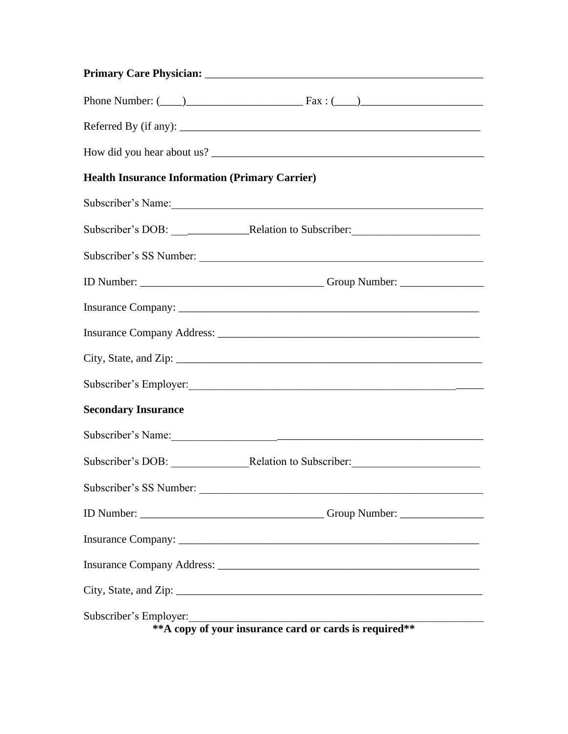**Primary Care Physician:** ____________________________________________________

Phone Number: (____)_____________________ Fax : (____)______________________

Referred By (if any): ________________________________________________________

How did you hear about us? __________________________________________________

**Health Insurance Information (Primary Carrier)**

Subscriber's Name:__________________________________________________________

Subscriber's DOB: _______________Relation to Subscriber:_______________________

Subscriber's SS Number: _____________________________________________________

ID Number: _________________________________ Group Number: _______________

Insurance Company: _________________________________________________________

Insurance Company Address: _________________________________________________

City, State, and Zip: _________________________________________________________

Subscriber's Employer:_______________________________________________________

**Secondary Insurance**

Subscriber's Name:__________________________________________________________

Subscriber's DOB: ______________Relation to Subscriber:_______________________

Subscriber's SS Number: _____________________________________________________

ID Number: _________________________________ Group Number: _______________

Insurance Company: _________________________________________________________

Insurance Company Address: _________________________________________________

City, State, and Zip: _________________________________________________________

Subscriber's Employer:_______________________________________________________

**\*\*A copy of your insurance card or cards is required\*\***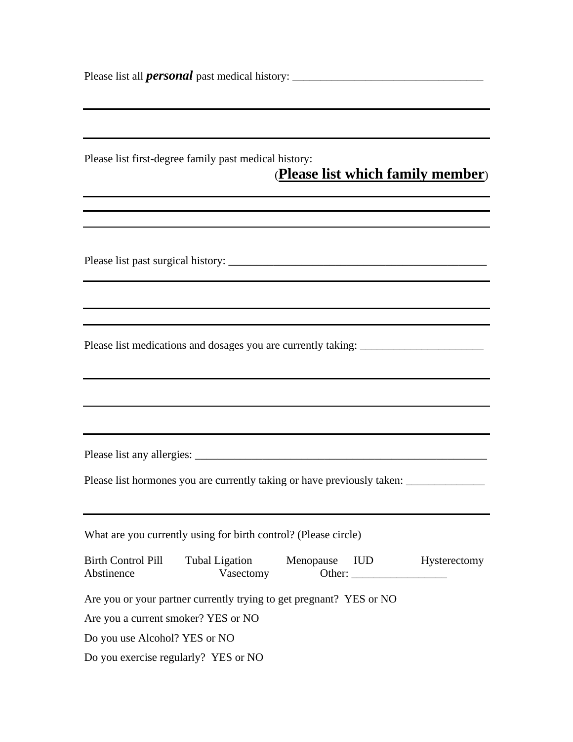Please list all ***personal*** past medical history: _________________________________

Please list first-degree family past medical history:

(**Please list which family member**)

Please list past surgical history: _____________________________________________

Please list medications and dosages you are currently taking: _____________________

Please list any allergies: ___________________________________________________

Please list hormones you are currently taking or have previously taken: _____________

What are you currently using for birth control? (Please circle)

Birth Control Pill    Tubal Ligation    Menopause    IUD    Hysterectomy
Abstinence    Vasectomy    Other: ________________

Are you or your partner currently trying to get pregnant? YES or NO

Are you a current smoker? YES or NO

Do you use Alcohol? YES or NO

Do you exercise regularly? YES or NO